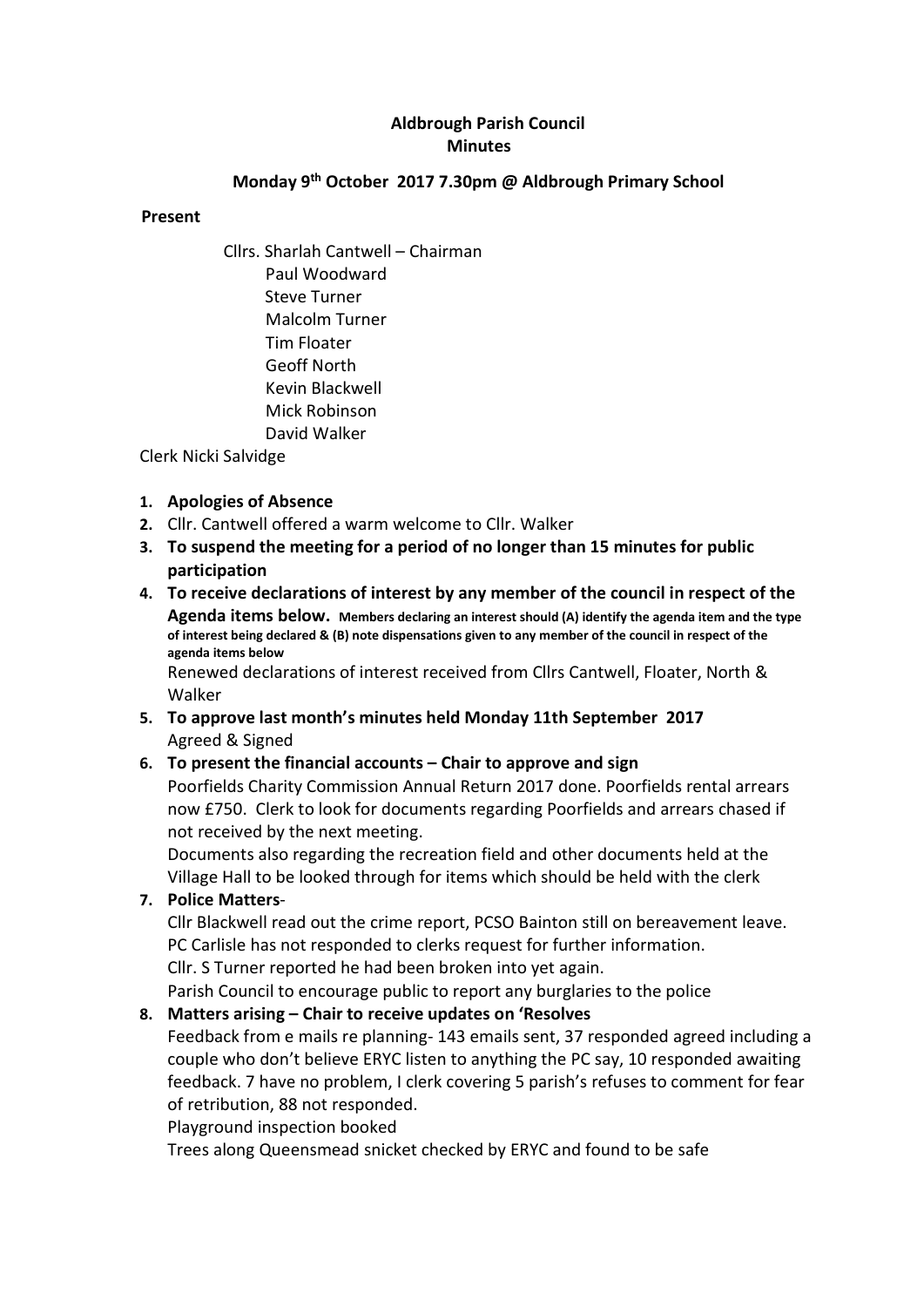**Aldbrough Parish Council**
**Minutes**

**Monday 9th October 2017 7.30pm @ Aldbrough Primary School**

**Present**

Cllrs. Sharlah Cantwell – Chairman
Paul Woodward
Steve Turner
Malcolm Turner
Tim Floater
Geoff North
Kevin Blackwell
Mick Robinson
David Walker

Clerk Nicki Salvidge

1. **Apologies of Absence**
2. Cllr. Cantwell offered a warm welcome to Cllr. Walker
3. **To suspend the meeting for a period of no longer than 15 minutes for public participation**
4. **To receive declarations of interest by any member of the council in respect of the Agenda items below.** **Members declaring an interest should (A) identify the agenda item and the type of interest being declared & (B) note dispensations given to any member of the council in respect of the agenda items below**
   Renewed declarations of interest received from Cllrs Cantwell, Floater, North & Walker
5. **To approve last month's minutes held Monday 11th September 2017**
   Agreed & Signed
6. **To present the financial accounts – Chair to approve and sign**
   Poorfields Charity Commission Annual Return 2017 done. Poorfields rental arrears now £750. Clerk to look for documents regarding Poorfields and arrears chased if not received by the next meeting.
   Documents also regarding the recreation field and other documents held at the Village Hall to be looked through for items which should be held with the clerk
7. **Police Matters**-
   Cllr Blackwell read out the crime report, PCSO Bainton still on bereavement leave. PC Carlisle has not responded to clerks request for further information.
   Cllr. S Turner reported he had been broken into yet again.
   Parish Council to encourage public to report any burglaries to the police
8. **Matters arising – Chair to receive updates on 'Resolves**
   Feedback from e mails re planning- 143 emails sent, 37 responded agreed including a couple who don't believe ERYC listen to anything the PC say, 10 responded awaiting feedback. 7 have no problem, I clerk covering 5 parish's refuses to comment for fear of retribution, 88 not responded.
   Playground inspection booked
   Trees along Queensmead snicket checked by ERYC and found to be safe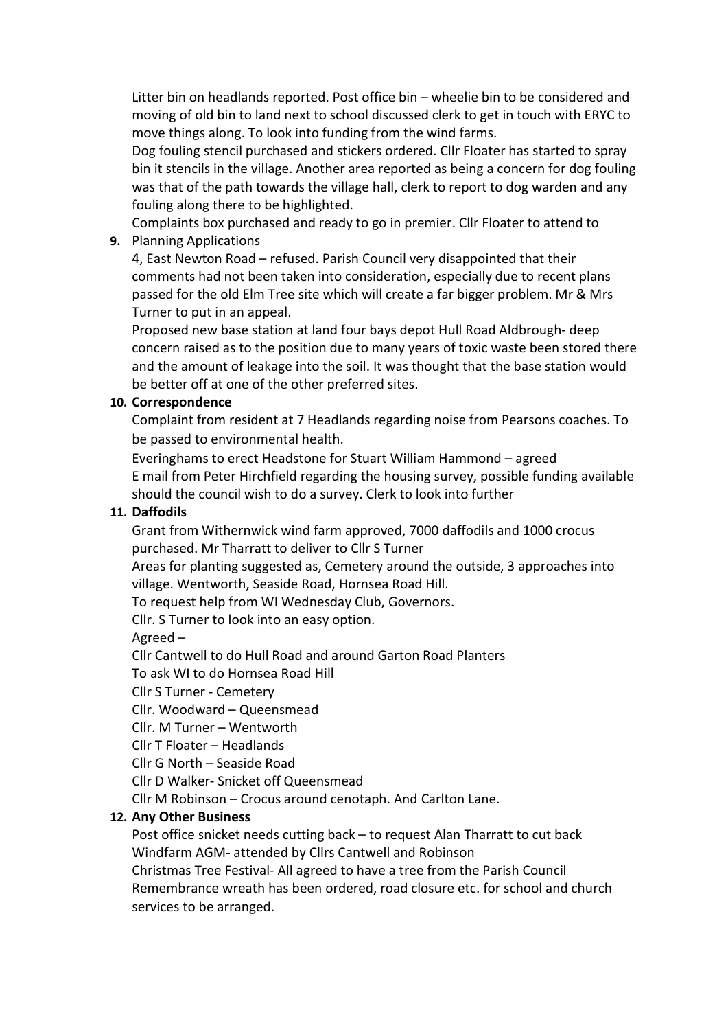Litter bin on headlands reported. Post office bin – wheelie bin to be considered and moving of old bin to land next to school discussed clerk to get in touch with ERYC to move things along. To look into funding from the wind farms.

Dog fouling stencil purchased and stickers ordered. Cllr Floater has started to spray bin it stencils in the village. Another area reported as being a concern for dog fouling was that of the path towards the village hall, clerk to report to dog warden and any fouling along there to be highlighted.

Complaints box purchased and ready to go in premier. Cllr Floater to attend to

**9.** Planning Applications

4, East Newton Road – refused. Parish Council very disappointed that their comments had not been taken into consideration, especially due to recent plans passed for the old Elm Tree site which will create a far bigger problem. Mr & Mrs Turner to put in an appeal.

Proposed new base station at land four bays depot Hull Road Aldbrough- deep concern raised as to the position due to many years of toxic waste been stored there and the amount of leakage into the soil. It was thought that the base station would be better off at one of the other preferred sites.

**10. Correspondence**

Complaint from resident at 7 Headlands regarding noise from Pearsons coaches. To be passed to environmental health.

Everinghams to erect Headstone for Stuart William Hammond – agreed

E mail from Peter Hirchfield regarding the housing survey, possible funding available should the council wish to do a survey. Clerk to look into further

**11. Daffodils**

Grant from Withernwick wind farm approved, 7000 daffodils and 1000 crocus purchased. Mr Tharratt to deliver to Cllr S Turner

Areas for planting suggested as, Cemetery around the outside, 3 approaches into village. Wentworth, Seaside Road, Hornsea Road Hill.

To request help from WI Wednesday Club, Governors.

Cllr. S Turner to look into an easy option.

Agreed –

Cllr Cantwell to do Hull Road and around Garton Road Planters

To ask WI to do Hornsea Road Hill

Cllr S Turner - Cemetery

Cllr. Woodward – Queensmead

Cllr. M Turner – Wentworth

Cllr T Floater – Headlands

Cllr G North – Seaside Road

Cllr D Walker- Snicket off Queensmead

Cllr M Robinson – Crocus around cenotaph. And Carlton Lane.

**12. Any Other Business**

Post office snicket needs cutting back – to request Alan Tharratt to cut back

Windfarm AGM- attended by Cllrs Cantwell and Robinson

Christmas Tree Festival- All agreed to have a tree from the Parish Council

Remembrance wreath has been ordered, road closure etc. for school and church services to be arranged.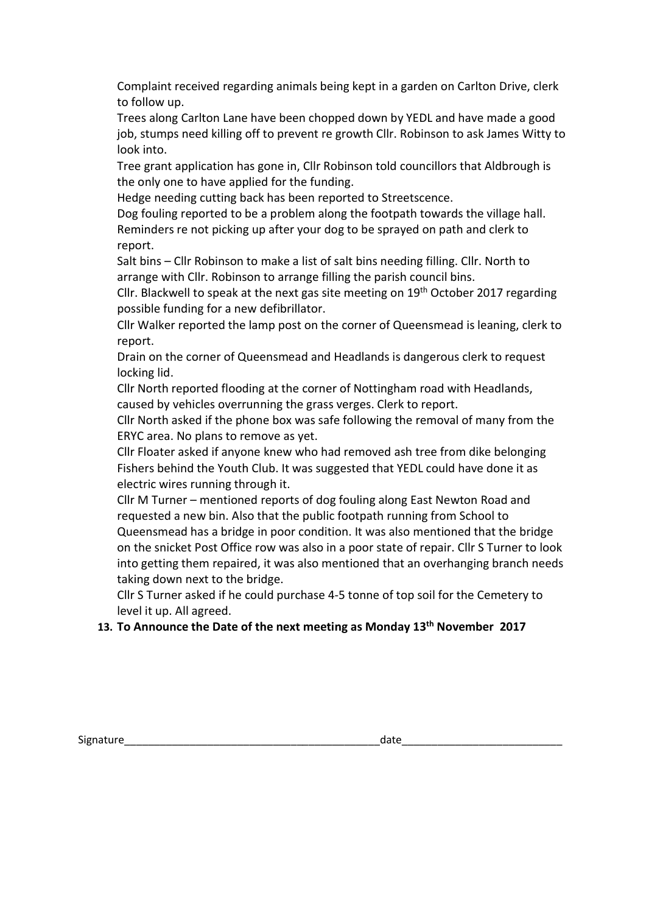Complaint received regarding animals being kept in a garden on Carlton Drive, clerk to follow up.
Trees along Carlton Lane have been chopped down by YEDL and have made a good job, stumps need killing off to prevent re growth Cllr. Robinson to ask James Witty to look into.
Tree grant application has gone in, Cllr Robinson told councillors that Aldbrough is the only one to have applied for the funding.
Hedge needing cutting back has been reported to Streetscence.
Dog fouling reported to be a problem along the footpath towards the village hall. Reminders re not picking up after your dog to be sprayed on path and clerk to report.
Salt bins – Cllr Robinson to make a list of salt bins needing filling. Cllr. North to arrange with Cllr. Robinson to arrange filling the parish council bins.
Cllr. Blackwell to speak at the next gas site meeting on 19th October 2017 regarding possible funding for a new defibrillator.
Cllr Walker reported the lamp post on the corner of Queensmead is leaning, clerk to report.
Drain on the corner of Queensmead and Headlands is dangerous clerk to request locking lid.
Cllr North reported flooding at the corner of Nottingham road with Headlands, caused by vehicles overrunning the grass verges. Clerk to report.
Cllr North asked if the phone box was safe following the removal of many from the ERYC area. No plans to remove as yet.
Cllr Floater asked if anyone knew who had removed ash tree from dike belonging Fishers behind the Youth Club. It was suggested that YEDL could have done it as electric wires running through it.
Cllr M Turner – mentioned reports of dog fouling along East Newton Road and requested a new bin. Also that the public footpath running from School to Queensmead has a bridge in poor condition. It was also mentioned that the bridge on the snicket Post Office row was also in a poor state of repair. Cllr S Turner to look into getting them repaired, it was also mentioned that an overhanging branch needs taking down next to the bridge.
Cllr S Turner asked if he could purchase 4-5 tonne of top soil for the Cemetery to level it up. All agreed.

**13. To Announce the Date of the next meeting as Monday 13th November 2017**

Signature\_\_\_\_\_\_\_\_\_\_\_\_\_\_\_\_\_\_\_\_\_\_\_\_\_\_\_\_\_\_\_\_\_\_\_\_\_\_\_\_\_\_date\_\_\_\_\_\_\_\_\_\_\_\_\_\_\_\_\_\_\_\_\_\_\_\_\_\_\_